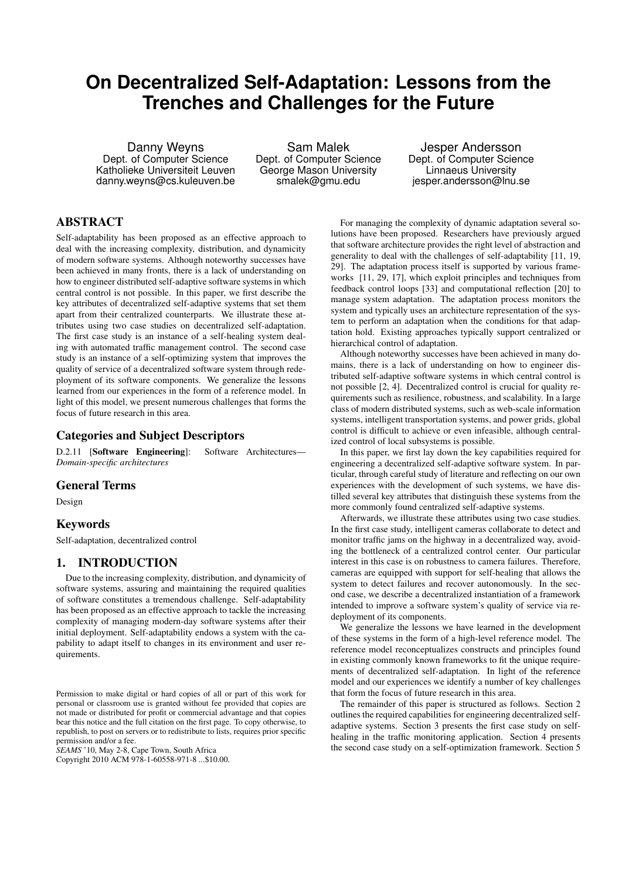# On Decentralized Self-Adaptation: Lessons from the Trenches and Challenges for the Future

Danny Weyns
Dept. of Computer Science
Katholieke Universiteit Leuven
danny.weyns@cs.kuleuven.be

Sam Malek
Dept. of Computer Science
George Mason University
smalek@gmu.edu

Jesper Andersson
Dept. of Computer Science
Linnaeus University
jesper.andersson@lnu.se

## ABSTRACT

Self-adaptability has been proposed as an effective approach to deal with the increasing complexity, distribution, and dynamicity of modern software systems. Although noteworthy successes have been achieved in many fronts, there is a lack of understanding on how to engineer distributed self-adaptive software systems in which central control is not possible. In this paper, we first describe the key attributes of decentralized self-adaptive systems that set them apart from their centralized counterparts. We illustrate these attributes using two case studies on decentralized self-adaptation. The first case study is an instance of a self-healing system dealing with automated traffic management control. The second case study is an instance of a self-optimizing system that improves the quality of service of a decentralized software system through redeployment of its software components. We generalize the lessons learned from our experiences in the form of a reference model. In light of this model, we present numerous challenges that forms the focus of future research in this area.

## Categories and Subject Descriptors

D.2.11 [**Software Engineering**]: Software Architectures—*Domain-specific architectures*

## General Terms

Design

## Keywords

Self-adaptation, decentralized control

## 1. INTRODUCTION

Due to the increasing complexity, distribution, and dynamicity of software systems, assuring and maintaining the required qualities of software constitutes a tremendous challenge. Self-adaptability has been proposed as an effective approach to tackle the increasing complexity of managing modern-day software systems after their initial deployment. Self-adaptability endows a system with the capability to adapt itself to changes in its environment and user requirements.

For managing the complexity of dynamic adaptation several solutions have been proposed. Researchers have previously argued that software architecture provides the right level of abstraction and generality to deal with the challenges of self-adaptability [11, 19, 29]. The adaptation process itself is supported by various frameworks [11, 29, 17], which exploit principles and techniques from feedback control loops [33] and computational reflection [20] to manage system adaptation. The adaptation process monitors the system and typically uses an architecture representation of the system to perform an adaptation when the conditions for that adaptation hold. Existing approaches typically support centralized or hierarchical control of adaptation.

Although noteworthy successes have been achieved in many domains, there is a lack of understanding on how to engineer distributed self-adaptive software systems in which central control is not possible [2, 4]. Decentralized control is crucial for quality requirements such as resilience, robustness, and scalability. In a large class of modern distributed systems, such as web-scale information systems, intelligent transportation systems, and power grids, global control is difficult to achieve or even infeasible, although centralized control of local subsystems is possible.

In this paper, we first lay down the key capabilities required for engineering a decentralized self-adaptive software system. In particular, through careful study of literature and reflecting on our own experiences with the development of such systems, we have distilled several key attributes that distinguish these systems from the more commonly found centralized self-adaptive systems.

Afterwards, we illustrate these attributes using two case studies. In the first case study, intelligent cameras collaborate to detect and monitor traffic jams on the highway in a decentralized way, avoiding the bottleneck of a centralized control center. Our particular interest in this case is on robustness to camera failures. Therefore, cameras are equipped with support for self-healing that allows the system to detect failures and recover autonomously. In the second case, we describe a decentralized instantiation of a framework intended to improve a software system's quality of service via redeployment of its components.

We generalize the lessons we have learned in the development of these systems in the form of a high-level reference model. The reference model reconceptualizes constructs and principles found in existing commonly known frameworks to fit the unique requirements of decentralized self-adaptation. In light of the reference model and our experiences we identify a number of key challenges that form the focus of future research in this area.

The remainder of this paper is structured as follows. Section 2 outlines the required capabilities for engineering decentralized self-adaptive systems. Section 3 presents the first case study on self-healing in the traffic monitoring application. Section 4 presents the second case study on a self-optimization framework. Section 5

Permission to make digital or hard copies of all or part of this work for personal or classroom use is granted without fee provided that copies are not made or distributed for profit or commercial advantage and that copies bear this notice and the full citation on the first page. To copy otherwise, to republish, to post on servers or to redistribute to lists, requires prior specific permission and/or a fee.
*SEAMS* '10, May 2-8, Cape Town, South Africa
Copyright 2010 ACM 978-1-60558-971-8 ...$10.00.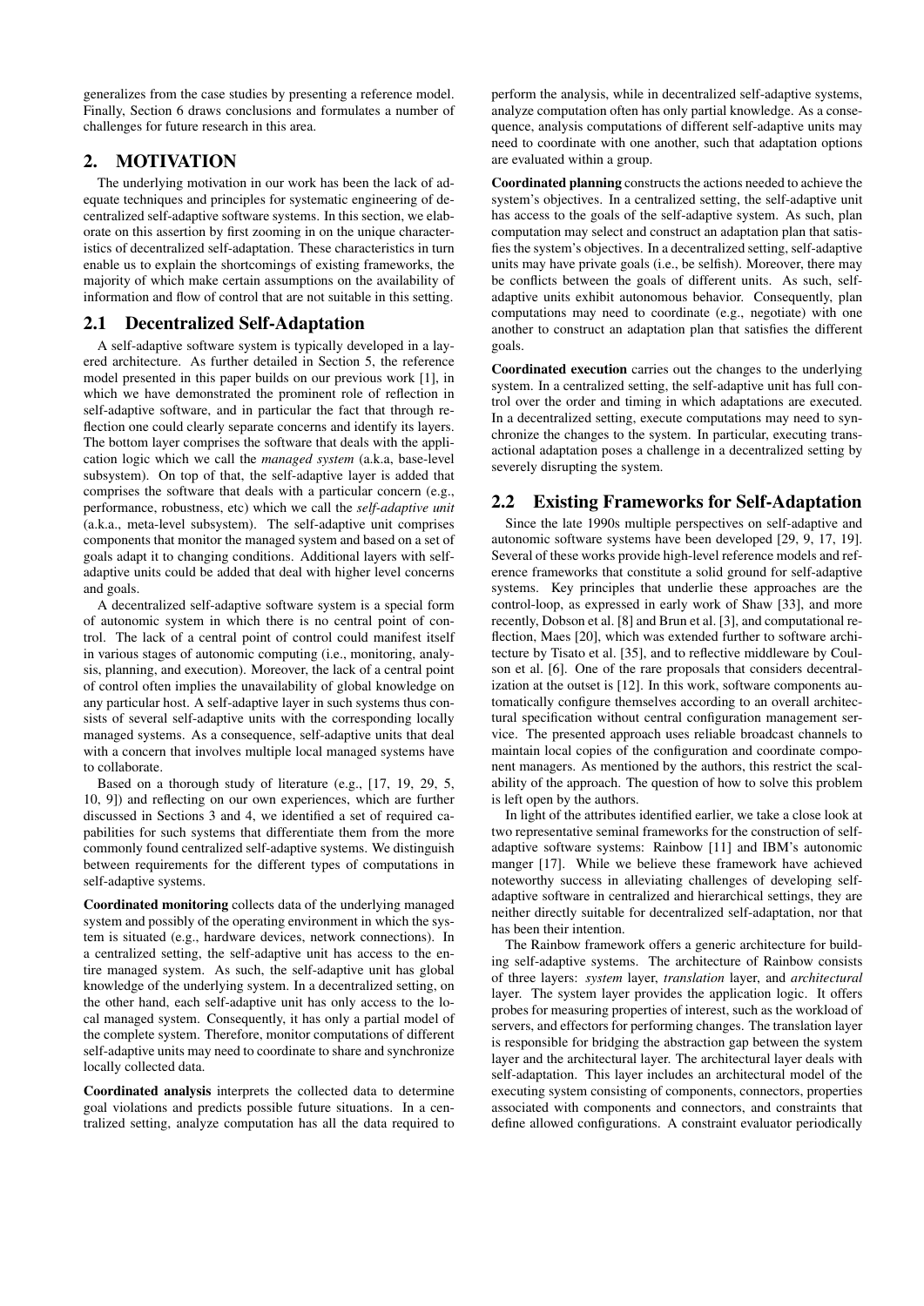generalizes from the case studies by presenting a reference model. Finally, Section 6 draws conclusions and formulates a number of challenges for future research in this area.

## 2. MOTIVATION

The underlying motivation in our work has been the lack of adequate techniques and principles for systematic engineering of decentralized self-adaptive software systems. In this section, we elaborate on this assertion by first zooming in on the unique characteristics of decentralized self-adaptation. These characteristics in turn enable us to explain the shortcomings of existing frameworks, the majority of which make certain assumptions on the availability of information and flow of control that are not suitable in this setting.

### 2.1 Decentralized Self-Adaptation

A self-adaptive software system is typically developed in a layered architecture. As further detailed in Section 5, the reference model presented in this paper builds on our previous work [1], in which we have demonstrated the prominent role of reflection in self-adaptive software, and in particular the fact that through reflection one could clearly separate concerns and identify its layers. The bottom layer comprises the software that deals with the application logic which we call the *managed system* (a.k.a, base-level subsystem). On top of that, the self-adaptive layer is added that comprises the software that deals with a particular concern (e.g., performance, robustness, etc) which we call the *self-adaptive unit* (a.k.a., meta-level subsystem). The self-adaptive unit comprises components that monitor the managed system and based on a set of goals adapt it to changing conditions. Additional layers with self-adaptive units could be added that deal with higher level concerns and goals.

A decentralized self-adaptive software system is a special form of autonomic system in which there is no central point of control. The lack of a central point of control could manifest itself in various stages of autonomic computing (i.e., monitoring, analysis, planning, and execution). Moreover, the lack of a central point of control often implies the unavailability of global knowledge on any particular host. A self-adaptive layer in such systems thus consists of several self-adaptive units with the corresponding locally managed systems. As a consequence, self-adaptive units that deal with a concern that involves multiple local managed systems have to collaborate.

Based on a thorough study of literature (e.g., [17, 19, 29, 5, 10, 9]) and reflecting on our own experiences, which are further discussed in Sections 3 and 4, we identified a set of required capabilities for such systems that differentiate them from the more commonly found centralized self-adaptive systems. We distinguish between requirements for the different types of computations in self-adaptive systems.

**Coordinated monitoring** collects data of the underlying managed system and possibly of the operating environment in which the system is situated (e.g., hardware devices, network connections). In a centralized setting, the self-adaptive unit has access to the entire managed system. As such, the self-adaptive unit has global knowledge of the underlying system. In a decentralized setting, on the other hand, each self-adaptive unit has only access to the local managed system. Consequently, it has only a partial model of the complete system. Therefore, monitor computations of different self-adaptive units may need to coordinate to share and synchronize locally collected data.

**Coordinated analysis** interprets the collected data to determine goal violations and predicts possible future situations. In a centralized setting, analyze computation has all the data required to perform the analysis, while in decentralized self-adaptive systems, analyze computation often has only partial knowledge. As a consequence, analysis computations of different self-adaptive units may need to coordinate with one another, such that adaptation options are evaluated within a group.

**Coordinated planning** constructs the actions needed to achieve the system's objectives. In a centralized setting, the self-adaptive unit has access to the goals of the self-adaptive system. As such, plan computation may select and construct an adaptation plan that satisfies the system's objectives. In a decentralized setting, self-adaptive units may have private goals (i.e., be selfish). Moreover, there may be conflicts between the goals of different units. As such, self-adaptive units exhibit autonomous behavior. Consequently, plan computations may need to coordinate (e.g., negotiate) with one another to construct an adaptation plan that satisfies the different goals.

**Coordinated execution** carries out the changes to the underlying system. In a centralized setting, the self-adaptive unit has full control over the order and timing in which adaptations are executed. In a decentralized setting, execute computations may need to synchronize the changes to the system. In particular, executing transactional adaptation poses a challenge in a decentralized setting by severely disrupting the system.

### 2.2 Existing Frameworks for Self-Adaptation

Since the late 1990s multiple perspectives on self-adaptive and autonomic software systems have been developed [29, 9, 17, 19]. Several of these works provide high-level reference models and reference frameworks that constitute a solid ground for self-adaptive systems. Key principles that underlie these approaches are the control-loop, as expressed in early work of Shaw [33], and more recently, Dobson et al. [8] and Brun et al. [3], and computational reflection, Maes [20], which was extended further to software architecture by Tisato et al. [35], and to reflective middleware by Coulson et al. [6]. One of the rare proposals that considers decentralization at the outset is [12]. In this work, software components automatically configure themselves according to an overall architectural specification without central configuration management service. The presented approach uses reliable broadcast channels to maintain local copies of the configuration and coordinate component managers. As mentioned by the authors, this restrict the scalability of the approach. The question of how to solve this problem is left open by the authors.

In light of the attributes identified earlier, we take a close look at two representative seminal frameworks for the construction of self-adaptive software systems: Rainbow [11] and IBM's autonomic manger [17]. While we believe these framework have achieved noteworthy success in alleviating challenges of developing self-adaptive software in centralized and hierarchical settings, they are neither directly suitable for decentralized self-adaptation, nor that has been their intention.

The Rainbow framework offers a generic architecture for building self-adaptive systems. The architecture of Rainbow consists of three layers: *system* layer, *translation* layer, and *architectural* layer. The system layer provides the application logic. It offers probes for measuring properties of interest, such as the workload of servers, and effectors for performing changes. The translation layer is responsible for bridging the abstraction gap between the system layer and the architectural layer. The architectural layer deals with self-adaptation. This layer includes an architectural model of the executing system consisting of components, connectors, properties associated with components and connectors, and constraints that define allowed configurations. A constraint evaluator periodically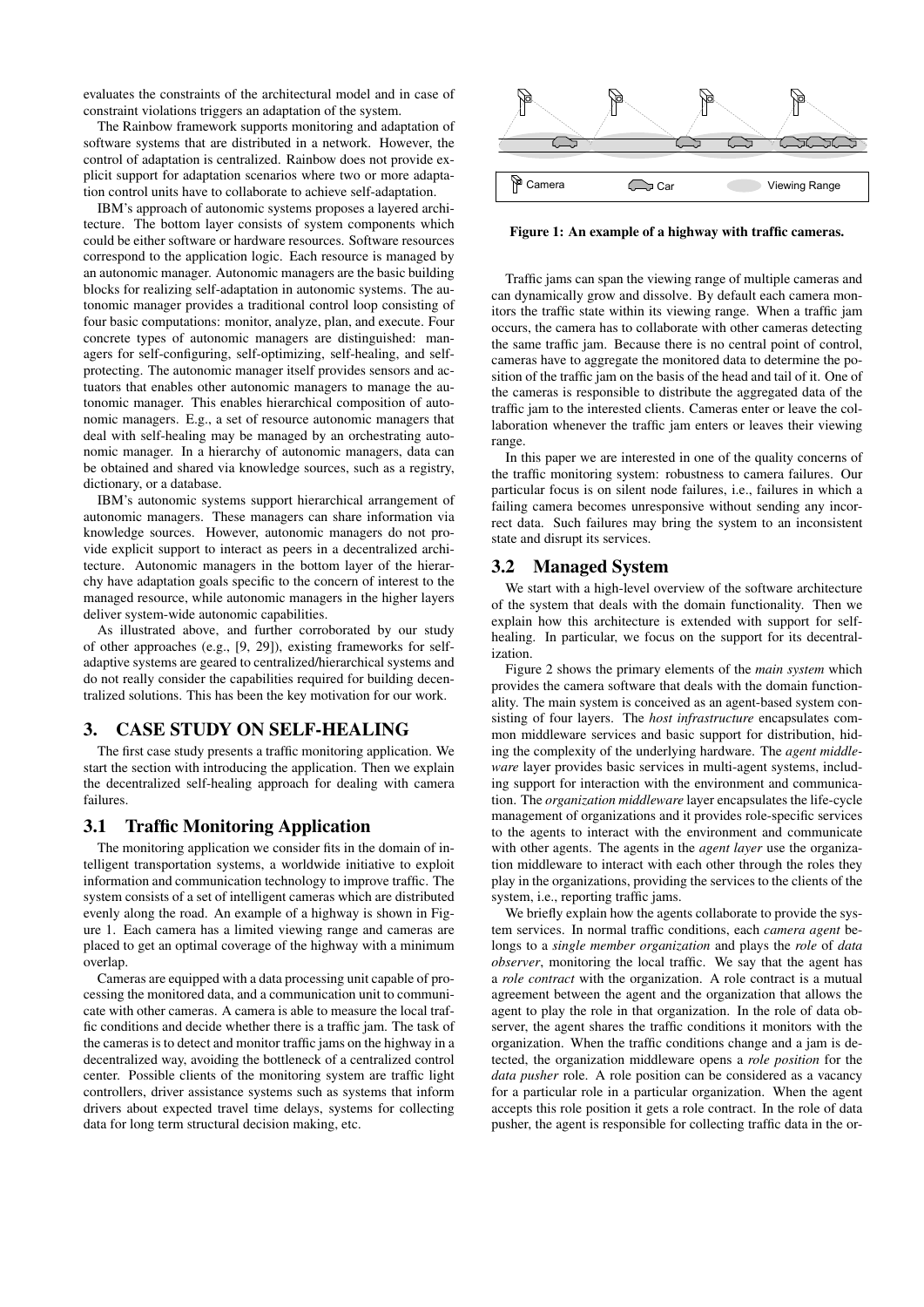evaluates the constraints of the architectural model and in case of constraint violations triggers an adaptation of the system.

The Rainbow framework supports monitoring and adaptation of software systems that are distributed in a network. However, the control of adaptation is centralized. Rainbow does not provide explicit support for adaptation scenarios where two or more adaptation control units have to collaborate to achieve self-adaptation.

IBM's approach of autonomic systems proposes a layered architecture. The bottom layer consists of system components which could be either software or hardware resources. Software resources correspond to the application logic. Each resource is managed by an autonomic manager. Autonomic managers are the basic building blocks for realizing self-adaptation in autonomic systems. The autonomic manager provides a traditional control loop consisting of four basic computations: monitor, analyze, plan, and execute. Four concrete types of autonomic managers are distinguished: managers for self-configuring, self-optimizing, self-healing, and self-protecting. The autonomic manager itself provides sensors and actuators that enables other autonomic managers to manage the autonomic manager. This enables hierarchical composition of autonomic managers. E.g., a set of resource autonomic managers that deal with self-healing may be managed by an orchestrating autonomic manager. In a hierarchy of autonomic managers, data can be obtained and shared via knowledge sources, such as a registry, dictionary, or a database.

IBM's autonomic systems support hierarchical arrangement of autonomic managers. These managers can share information via knowledge sources. However, autonomic managers do not provide explicit support to interact as peers in a decentralized architecture. Autonomic managers in the bottom layer of the hierarchy have adaptation goals specific to the concern of interest to the managed resource, while autonomic managers in the higher layers deliver system-wide autonomic capabilities.

As illustrated above, and further corroborated by our study of other approaches (e.g., [9, 29]), existing frameworks for self-adaptive systems are geared to centralized/hierarchical systems and do not really consider the capabilities required for building decentralized solutions. This has been the key motivation for our work.

## 3. CASE STUDY ON SELF-HEALING

The first case study presents a traffic monitoring application. We start the section with introducing the application. Then we explain the decentralized self-healing approach for dealing with camera failures.

### 3.1 Traffic Monitoring Application

The monitoring application we consider fits in the domain of intelligent transportation systems, a worldwide initiative to exploit information and communication technology to improve traffic. The system consists of a set of intelligent cameras which are distributed evenly along the road. An example of a highway is shown in Figure 1. Each camera has a limited viewing range and cameras are placed to get an optimal coverage of the highway with a minimum overlap.

Cameras are equipped with a data processing unit capable of processing the monitored data, and a communication unit to communicate with other cameras. A camera is able to measure the local traffic conditions and decide whether there is a traffic jam. The task of the cameras is to detect and monitor traffic jams on the highway in a decentralized way, avoiding the bottleneck of a centralized control center. Possible clients of the monitoring system are traffic light controllers, driver assistance systems such as systems that inform drivers about expected travel time delays, systems for collecting data for long term structural decision making, etc.

Camera Car Viewing Range

**Figure 1: An example of a highway with traffic cameras.**

Traffic jams can span the viewing range of multiple cameras and can dynamically grow and dissolve. By default each camera monitors the traffic state within its viewing range. When a traffic jam occurs, the camera has to collaborate with other cameras detecting the same traffic jam. Because there is no central point of control, cameras have to aggregate the monitored data to determine the position of the traffic jam on the basis of the head and tail of it. One of the cameras is responsible to distribute the aggregated data of the traffic jam to the interested clients. Cameras enter or leave the collaboration whenever the traffic jam enters or leaves their viewing range.

In this paper we are interested in one of the quality concerns of the traffic monitoring system: robustness to camera failures. Our particular focus is on silent node failures, i.e., failures in which a failing camera becomes unresponsive without sending any incorrect data. Such failures may bring the system to an inconsistent state and disrupt its services.

### 3.2 Managed System

We start with a high-level overview of the software architecture of the system that deals with the domain functionality. Then we explain how this architecture is extended with support for self-healing. In particular, we focus on the support for its decentralization.

Figure 2 shows the primary elements of the *main system* which provides the camera software that deals with the domain functionality. The main system is conceived as an agent-based system consisting of four layers. The *host infrastructure* encapsulates common middleware services and basic support for distribution, hiding the complexity of the underlying hardware. The *agent middleware* layer provides basic services in multi-agent systems, including support for interaction with the environment and communication. The *organization middleware* layer encapsulates the life-cycle management of organizations and it provides role-specific services to the agents to interact with the environment and communicate with other agents. The agents in the *agent layer* use the organization middleware to interact with each other through the roles they play in the organizations, providing the services to the clients of the system, i.e., reporting traffic jams.

We briefly explain how the agents collaborate to provide the system services. In normal traffic conditions, each *camera agent* belongs to a *single member organization* and plays the *role* of *data observer*, monitoring the local traffic. We say that the agent has a *role contract* with the organization. A role contract is a mutual agreement between the agent and the organization that allows the agent to play the role in that organization. In the role of data observer, the agent shares the traffic conditions it monitors with the organization. When the traffic conditions change and a jam is detected, the organization middleware opens a *role position* for the *data pusher* role. A role position can be considered as a vacancy for a particular role in a particular organization. When the agent accepts this role position it gets a role contract. In the role of data pusher, the agent is responsible for collecting traffic data in the or-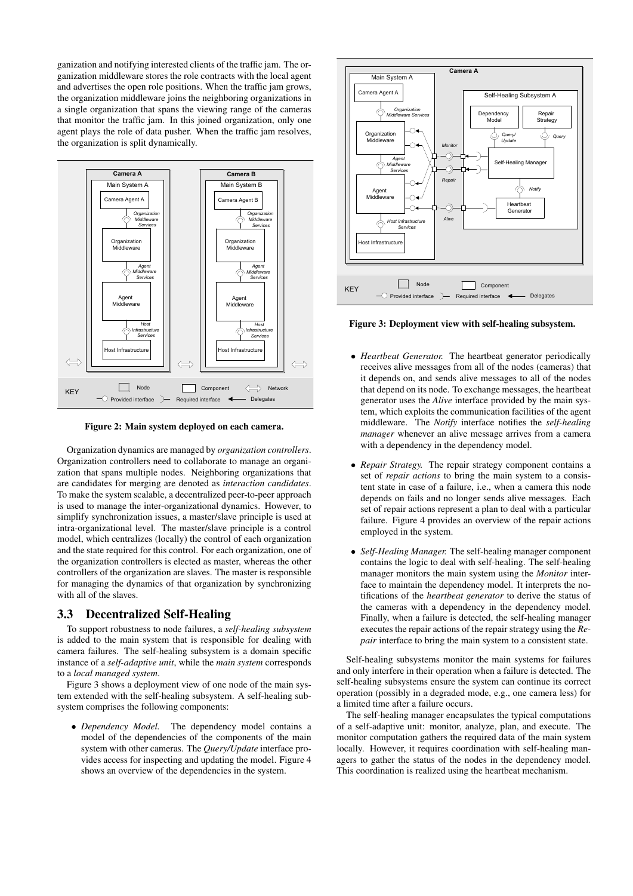ganization and notifying interested clients of the traffic jam. The organization middleware stores the role contracts with the local agent and advertises the open role positions. When the traffic jam grows, the organization middleware joins the neighboring organizations in a single organization that spans the viewing range of the cameras that monitor the traffic jam. In this joined organization, only one agent plays the role of data pusher. When the traffic jam resolves, the organization is split dynamically.

**Figure 2: Main system deployed on each camera.**

Organization dynamics are managed by *organization controllers*. Organization controllers need to collaborate to manage an organization that spans multiple nodes. Neighboring organizations that are candidates for merging are denoted as *interaction candidates*. To make the system scalable, a decentralized peer-to-peer approach is used to manage the inter-organizational dynamics. However, to simplify synchronization issues, a master/slave principle is used at intra-organizational level. The master/slave principle is a control model, which centralizes (locally) the control of each organization and the state required for this control. For each organization, one of the organization controllers is elected as master, whereas the other controllers of the organization are slaves. The master is responsible for managing the dynamics of that organization by synchronizing with all of the slaves.

## 3.3 Decentralized Self-Healing

To support robustness to node failures, a *self-healing subsystem* is added to the main system that is responsible for dealing with camera failures. The self-healing subsystem is a domain specific instance of a *self-adaptive unit*, while the *main system* corresponds to a *local managed system*.

Figure 3 shows a deployment view of one node of the main system extended with the self-healing subsystem. A self-healing subsystem comprises the following components:

- *Dependency Model.* The dependency model contains a model of the dependencies of the components of the main system with other cameras. The *Query/Update* interface provides access for inspecting and updating the model. Figure 4 shows an overview of the dependencies in the system.

**Figure 3: Deployment view with self-healing subsystem.**

- *Heartbeat Generator.* The heartbeat generator periodically receives alive messages from all of the nodes (cameras) that it depends on, and sends alive messages to all of the nodes that depend on its node. To exchange messages, the heartbeat generator uses the *Alive* interface provided by the main system, which exploits the communication facilities of the agent middleware. The *Notify* interface notifies the *self-healing manager* whenever an alive message arrives from a camera with a dependency in the dependency model.

- *Repair Strategy.* The repair strategy component contains a set of *repair actions* to bring the main system to a consistent state in case of a failure, i.e., when a camera this node depends on fails and no longer sends alive messages. Each set of repair actions represent a plan to deal with a particular failure. Figure 4 provides an overview of the repair actions employed in the system.

- *Self-Healing Manager.* The self-healing manager component contains the logic to deal with self-healing. The self-healing manager monitors the main system using the *Monitor* interface to maintain the dependency model. It interprets the notifications of the *heartbeat generator* to derive the status of the cameras with a dependency in the dependency model. Finally, when a failure is detected, the self-healing manager executes the repair actions of the repair strategy using the *Repair* interface to bring the main system to a consistent state.

Self-healing subsystems monitor the main systems for failures and only interfere in their operation when a failure is detected. The self-healing subsystems ensure the system can continue its correct operation (possibly in a degraded mode, e.g., one camera less) for a limited time after a failure occurs.

The self-healing manager encapsulates the typical computations of a self-adaptive unit: monitor, analyze, plan, and execute. The monitor computation gathers the required data of the main system locally. However, it requires coordination with self-healing managers to gather the status of the nodes in the dependency model. This coordination is realized using the heartbeat mechanism.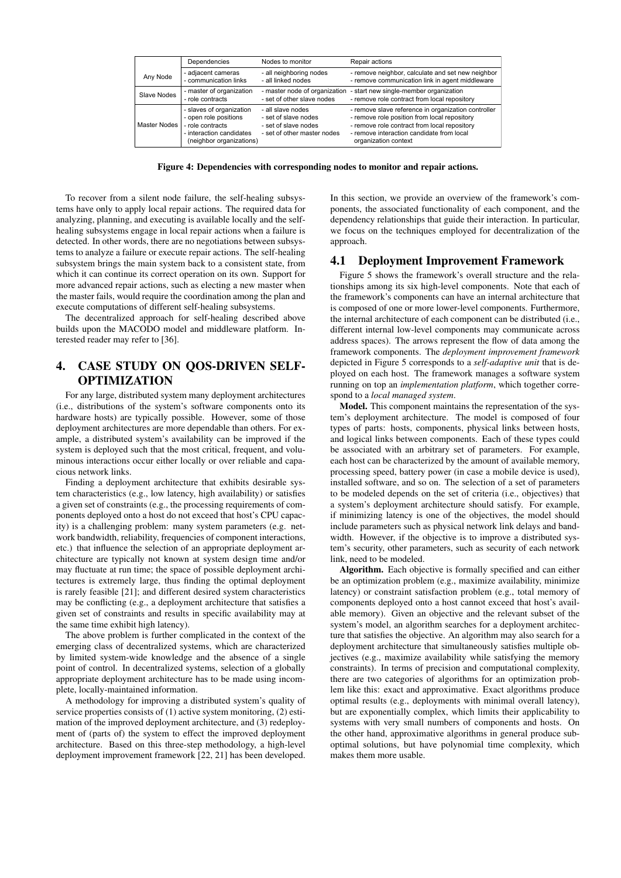| | Dependencies | Nodes to monitor | Repair actions |
|---|---|---|---|
| Any Node | - adjacent cameras<br>- communication links | - all neighboring nodes<br>- all linked nodes | - remove neighbor, calculate and set new neighbor<br>- remove communication link in agent middleware |
| Slave Nodes | - master of organization<br>- role contracts | - master node of organization<br>- set of other slave nodes | - start new single-member organization<br>- remove role contract from local repository |
| Master Nodes | - slaves of organization<br>- open role positions<br>- role contracts<br>- interaction candidates (neighbor organizations) | - all slave nodes<br>- set of slave nodes<br>- set of slave nodes<br>- set of other master nodes | - remove slave reference in organization controller<br>- remove role position from local repository<br>- remove role contract from local repository<br>- remove interaction candidate from local organization context |

**Figure 4: Dependencies with corresponding nodes to monitor and repair actions.**

To recover from a silent node failure, the self-healing subsystems have only to apply local repair actions. The required data for analyzing, planning, and executing is available locally and the self-healing subsystems engage in local repair actions when a failure is detected. In other words, there are no negotiations between subsystems to analyze a failure or execute repair actions. The self-healing subsystem brings the main system back to a consistent state, from which it can continue its correct operation on its own. Support for more advanced repair actions, such as electing a new master when the master fails, would require the coordination among the plan and execute computations of different self-healing subsystems.

The decentralized approach for self-healing described above builds upon the MACODO model and middleware platform. Interested reader may refer to [36].

# 4. CASE STUDY ON QOS-DRIVEN SELF-OPTIMIZATION

For any large, distributed system many deployment architectures (i.e., distributions of the system's software components onto its hardware hosts) are typically possible. However, some of those deployment architectures are more dependable than others. For example, a distributed system's availability can be improved if the system is deployed such that the most critical, frequent, and voluminous interactions occur either locally or over reliable and capacious network links.

Finding a deployment architecture that exhibits desirable system characteristics (e.g., low latency, high availability) or satisfies a given set of constraints (e.g., the processing requirements of components deployed onto a host do not exceed that host's CPU capacity) is a challenging problem: many system parameters (e.g. network bandwidth, reliability, frequencies of component interactions, etc.) that influence the selection of an appropriate deployment architecture are typically not known at system design time and/or may fluctuate at run time; the space of possible deployment architectures is extremely large, thus finding the optimal deployment is rarely feasible [21]; and different desired system characteristics may be conflicting (e.g., a deployment architecture that satisfies a given set of constraints and results in specific availability may at the same time exhibit high latency).

The above problem is further complicated in the context of the emerging class of decentralized systems, which are characterized by limited system-wide knowledge and the absence of a single point of control. In decentralized systems, selection of a globally appropriate deployment architecture has to be made using incomplete, locally-maintained information.

A methodology for improving a distributed system's quality of service properties consists of (1) active system monitoring, (2) estimation of the improved deployment architecture, and (3) redeployment of (parts of) the system to effect the improved deployment architecture. Based on this three-step methodology, a high-level deployment improvement framework [22, 21] has been developed. In this section, we provide an overview of the framework's components, the associated functionality of each component, and the dependency relationships that guide their interaction. In particular, we focus on the techniques employed for decentralization of the approach.

## 4.1 Deployment Improvement Framework

Figure 5 shows the framework's overall structure and the relationships among its six high-level components. Note that each of the framework's components can have an internal architecture that is composed of one or more lower-level components. Furthermore, the internal architecture of each component can be distributed (i.e., different internal low-level components may communicate across address spaces). The arrows represent the flow of data among the framework components. The *deployment improvement framework* depicted in Figure 5 corresponds to a *self-adaptive unit* that is deployed on each host. The framework manages a software system running on top an *implementation platform*, which together correspond to a *local managed system*.

**Model.** This component maintains the representation of the system's deployment architecture. The model is composed of four types of parts: hosts, components, physical links between hosts, and logical links between components. Each of these types could be associated with an arbitrary set of parameters. For example, each host can be characterized by the amount of available memory, processing speed, battery power (in case a mobile device is used), installed software, and so on. The selection of a set of parameters to be modeled depends on the set of criteria (i.e., objectives) that a system's deployment architecture should satisfy. For example, if minimizing latency is one of the objectives, the model should include parameters such as physical network link delays and bandwidth. However, if the objective is to improve a distributed system's security, other parameters, such as security of each network link, need to be modeled.

**Algorithm.** Each objective is formally specified and can either be an optimization problem (e.g., maximize availability, minimize latency) or constraint satisfaction problem (e.g., total memory of components deployed onto a host cannot exceed that host's available memory). Given an objective and the relevant subset of the system's model, an algorithm searches for a deployment architecture that satisfies the objective. An algorithm may also search for a deployment architecture that simultaneously satisfies multiple objectives (e.g., maximize availability while satisfying the memory constraints). In terms of precision and computational complexity, there are two categories of algorithms for an optimization problem like this: exact and approximative. Exact algorithms produce optimal results (e.g., deployments with minimal overall latency), but are exponentially complex, which limits their applicability to systems with very small numbers of components and hosts. On the other hand, approximative algorithms in general produce sub-optimal solutions, but have polynomial time complexity, which makes them more usable.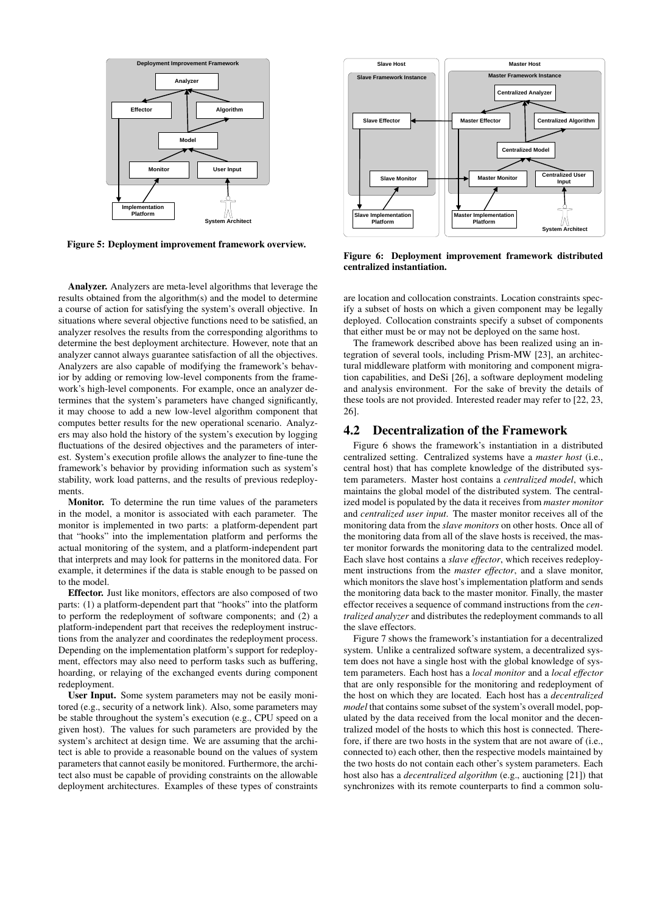Figure 5: Deployment improvement framework overview.

Figure 6: Deployment improvement framework distributed centralized instantiation.

**Analyzer.** Analyzers are meta-level algorithms that leverage the results obtained from the algorithm(s) and the model to determine a course of action for satisfying the system's overall objective. In situations where several objective functions need to be satisfied, an analyzer resolves the results from the corresponding algorithms to determine the best deployment architecture. However, note that an analyzer cannot always guarantee satisfaction of all the objectives. Analyzers are also capable of modifying the framework's behavior by adding or removing low-level components from the framework's high-level components. For example, once an analyzer determines that the system's parameters have changed significantly, it may choose to add a new low-level algorithm component that computes better results for the new operational scenario. Analyzers may also hold the history of the system's execution by logging fluctuations of the desired objectives and the parameters of interest. System's execution profile allows the analyzer to fine-tune the framework's behavior by providing information such as system's stability, work load patterns, and the results of previous redeployments.

**Monitor.** To determine the run time values of the parameters in the model, a monitor is associated with each parameter. The monitor is implemented in two parts: a platform-dependent part that "hooks" into the implementation platform and performs the actual monitoring of the system, and a platform-independent part that interprets and may look for patterns in the monitored data. For example, it determines if the data is stable enough to be passed on to the model.

**Effector.** Just like monitors, effectors are also composed of two parts: (1) a platform-dependent part that "hooks" into the platform to perform the redeployment of software components; and (2) a platform-independent part that receives the redeployment instructions from the analyzer and coordinates the redeployment process. Depending on the implementation platform's support for redeployment, effectors may also need to perform tasks such as buffering, hoarding, or relaying of the exchanged events during component redeployment.

**User Input.** Some system parameters may not be easily monitored (e.g., security of a network link). Also, some parameters may be stable throughout the system's execution (e.g., CPU speed on a given host). The values for such parameters are provided by the system's architect at design time. We are assuming that the architect is able to provide a reasonable bound on the values of system parameters that cannot easily be monitored. Furthermore, the architect also must be capable of providing constraints on the allowable deployment architectures. Examples of these types of constraints are location and collocation constraints. Location constraints specify a subset of hosts on which a given component may be legally deployed. Collocation constraints specify a subset of components that either must be or may not be deployed on the same host.

The framework described above has been realized using an integration of several tools, including Prism-MW [23], an architectural middleware platform with monitoring and component migration capabilities, and DeSi [26], a software deployment modeling and analysis environment. For the sake of brevity the details of these tools are not provided. Interested reader may refer to [22, 23, 26].

## 4.2 Decentralization of the Framework

Figure 6 shows the framework's instantiation in a distributed centralized setting. Centralized systems have a *master host* (i.e., central host) that has complete knowledge of the distributed system parameters. Master host contains a *centralized model*, which maintains the global model of the distributed system. The centralized model is populated by the data it receives from *master monitor* and *centralized user input*. The master monitor receives all of the monitoring data from the *slave monitors* on other hosts. Once all of the monitoring data from all of the slave hosts is received, the master monitor forwards the monitoring data to the centralized model. Each slave host contains a *slave effector*, which receives redeployment instructions from the *master effector*, and a slave monitor, which monitors the slave host's implementation platform and sends the monitoring data back to the master monitor. Finally, the master effector receives a sequence of command instructions from the *centralized analyzer* and distributes the redeployment commands to all the slave effectors.

Figure 7 shows the framework's instantiation for a decentralized system. Unlike a centralized software system, a decentralized system does not have a single host with the global knowledge of system parameters. Each host has a *local monitor* and a *local effector* that are only responsible for the monitoring and redeployment of the host on which they are located. Each host has a *decentralized model* that contains some subset of the system's overall model, populated by the data received from the local monitor and the decentralized model of the hosts to which this host is connected. Therefore, if there are two hosts in the system that are not aware of (i.e., connected to) each other, then the respective models maintained by the two hosts do not contain each other's system parameters. Each host also has a *decentralized algorithm* (e.g., auctioning [21]) that synchronizes with its remote counterparts to find a common solu-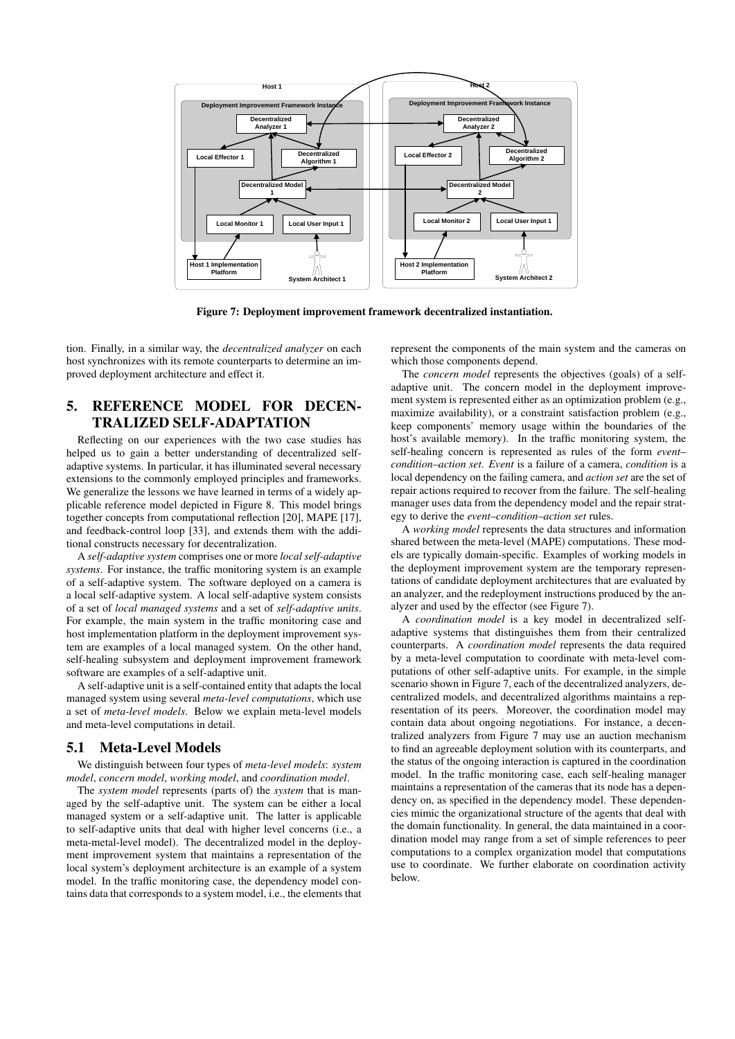**Figure 7: Deployment improvement framework decentralized instantiation.**

tion. Finally, in a similar way, the *decentralized analyzer* on each host synchronizes with its remote counterparts to determine an improved deployment architecture and effect it.

# 5. REFERENCE MODEL FOR DECENTRALIZED SELF-ADAPTATION

Reflecting on our experiences with the two case studies has helped us to gain a better understanding of decentralized self-adaptive systems. In particular, it has illuminated several necessary extensions to the commonly employed principles and frameworks. We generalize the lessons we have learned in terms of a widely applicable reference model depicted in Figure 8. This model brings together concepts from computational reflection [20], MAPE [17], and feedback-control loop [33], and extends them with the additional constructs necessary for decentralization.

A *self-adaptive system* comprises one or more *local self-adaptive systems*. For instance, the traffic monitoring system is an example of a self-adaptive system. The software deployed on a camera is a local self-adaptive system. A local self-adaptive system consists of a set of *local managed systems* and a set of *self-adaptive units*. For example, the main system in the traffic monitoring case and host implementation platform in the deployment improvement system are examples of a local managed system. On the other hand, self-healing subsystem and deployment improvement framework software are examples of a self-adaptive unit.

A self-adaptive unit is a self-contained entity that adapts the local managed system using several *meta-level computations*, which use a set of *meta-level models*. Below we explain meta-level models and meta-level computations in detail.

## 5.1 Meta-Level Models

We distinguish between four types of *meta-level models*: *system model*, *concern model*, *working model*, and *coordination model*.

The *system model* represents (parts of) the *system* that is managed by the self-adaptive unit. The system can be either a local managed system or a self-adaptive unit. The latter is applicable to self-adaptive units that deal with higher level concerns (i.e., a meta-metal-level model). The decentralized model in the deployment improvement system that maintains a representation of the local system's deployment architecture is an example of a system model. In the traffic monitoring case, the dependency model contains data that corresponds to a system model, i.e., the elements that represent the components of the main system and the cameras on which those components depend.

The *concern model* represents the objectives (goals) of a self-adaptive unit. The concern model in the deployment improvement system is represented either as an optimization problem (e.g., maximize availability), or a constraint satisfaction problem (e.g., keep components' memory usage within the boundaries of the host's available memory). In the traffic monitoring system, the self-healing concern is represented as rules of the form *event–condition–action set*. *Event* is a failure of a camera, *condition* is a local dependency on the failing camera, and *action set* are the set of repair actions required to recover from the failure. The self-healing manager uses data from the dependency model and the repair strategy to derive the *event–condition–action set* rules.

A *working model* represents the data structures and information shared between the meta-level (MAPE) computations. These models are typically domain-specific. Examples of working models in the deployment improvement system are the temporary representations of candidate deployment architectures that are evaluated by an analyzer, and the redeployment instructions produced by the analyzer and used by the effector (see Figure 7).

A *coordination model* is a key model in decentralized self-adaptive systems that distinguishes them from their centralized counterparts. A *coordination model* represents the data required by a meta-level computation to coordinate with meta-level computations of other self-adaptive units. For example, in the simple scenario shown in Figure 7, each of the decentralized analyzers, decentralized models, and decentralized algorithms maintains a representation of its peers. Moreover, the coordination model may contain data about ongoing negotiations. For instance, a decentralized analyzers from Figure 7 may use an auction mechanism to find an agreeable deployment solution with its counterparts, and the status of the ongoing interaction is captured in the coordination model. In the traffic monitoring case, each self-healing manager maintains a representation of the cameras that its node has a dependency on, as specified in the dependency model. These dependencies mimic the organizational structure of the agents that deal with the domain functionality. In general, the data maintained in a coordination model may range from a set of simple references to peer computations to a complex organization model that computations use to coordinate. We further elaborate on coordination activity below.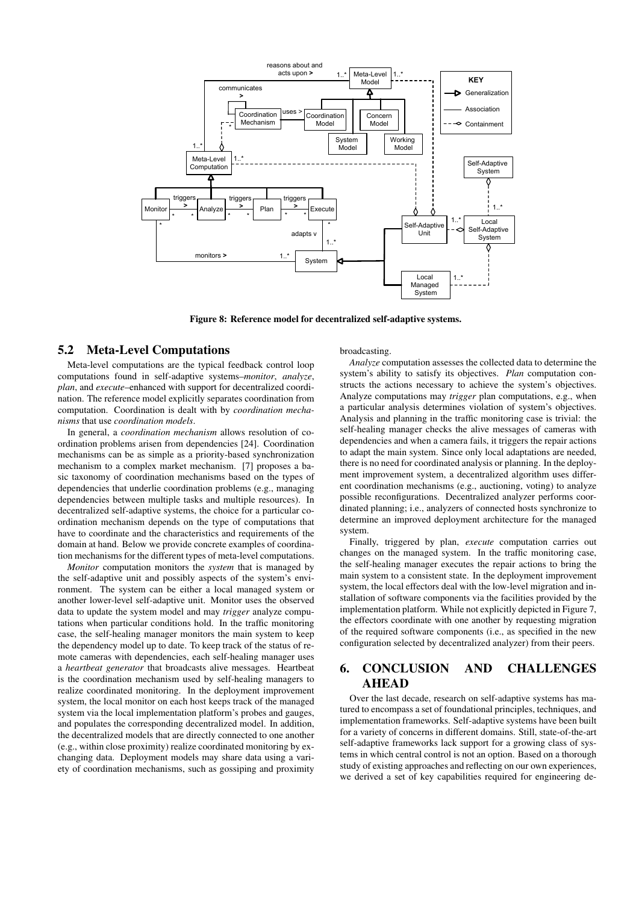Figure 8: Reference model for decentralized self-adaptive systems.

## 5.2 Meta-Level Computations

Meta-level computations are the typical feedback control loop computations found in self-adaptive systems–*monitor*, *analyze*, *plan*, and *execute*–enhanced with support for decentralized coordination. The reference model explicitly separates coordination from computation. Coordination is dealt with by *coordination mechanisms* that use *coordination models*.

In general, a *coordination mechanism* allows resolution of coordination problems arisen from dependencies [24]. Coordination mechanisms can be as simple as a priority-based synchronization mechanism to a complex market mechanism. [7] proposes a basic taxonomy of coordination mechanisms based on the types of dependencies that underlie coordination problems (e.g., managing dependencies between multiple tasks and multiple resources). In decentralized self-adaptive systems, the choice for a particular coordination mechanism depends on the type of computations that have to coordinate and the characteristics and requirements of the domain at hand. Below we provide concrete examples of coordination mechanisms for the different types of meta-level computations.

*Monitor* computation monitors the *system* that is managed by the self-adaptive unit and possibly aspects of the system's environment. The system can be either a local managed system or another lower-level self-adaptive unit. Monitor uses the observed data to update the system model and may *trigger* analyze computations when particular conditions hold. In the traffic monitoring case, the self-healing manager monitors the main system to keep the dependency model up to date. To keep track of the status of remote cameras with dependencies, each self-healing manager uses a *heartbeat generator* that broadcasts alive messages. Heartbeat is the coordination mechanism used by self-healing managers to realize coordinated monitoring. In the deployment improvement system, the local monitor on each host keeps track of the managed system via the local implementation platform's probes and gauges, and populates the corresponding decentralized model. In addition, the decentralized models that are directly connected to one another (e.g., within close proximity) realize coordinated monitoring by exchanging data. Deployment models may share data using a variety of coordination mechanisms, such as gossiping and proximity broadcasting.

*Analyze* computation assesses the collected data to determine the system's ability to satisfy its objectives. *Plan* computation constructs the actions necessary to achieve the system's objectives. Analyze computations may *trigger* plan computations, e.g., when a particular analysis determines violation of system's objectives. Analysis and planning in the traffic monitoring case is trivial: the self-healing manager checks the alive messages of cameras with dependencies and when a camera fails, it triggers the repair actions to adapt the main system. Since only local adaptations are needed, there is no need for coordinated analysis or planning. In the deployment improvement system, a decentralized algorithm uses different coordination mechanisms (e.g., auctioning, voting) to analyze possible reconfigurations. Decentralized analyzer performs coordinated planning; i.e., analyzers of connected hosts synchronize to determine an improved deployment architecture for the managed system.

Finally, triggered by plan, *execute* computation carries out changes on the managed system. In the traffic monitoring case, the self-healing manager executes the repair actions to bring the main system to a consistent state. In the deployment improvement system, the local effectors deal with the low-level migration and installation of software components via the facilities provided by the implementation platform. While not explicitly depicted in Figure 7, the effectors coordinate with one another by requesting migration of the required software components (i.e., as specified in the new configuration selected by decentralized analyzer) from their peers.

# 6. CONCLUSION AND CHALLENGES AHEAD

Over the last decade, research on self-adaptive systems has matured to encompass a set of foundational principles, techniques, and implementation frameworks. Self-adaptive systems have been built for a variety of concerns in different domains. Still, state-of-the-art self-adaptive frameworks lack support for a growing class of systems in which central control is not an option. Based on a thorough study of existing approaches and reflecting on our own experiences, we derived a set of key capabilities required for engineering de-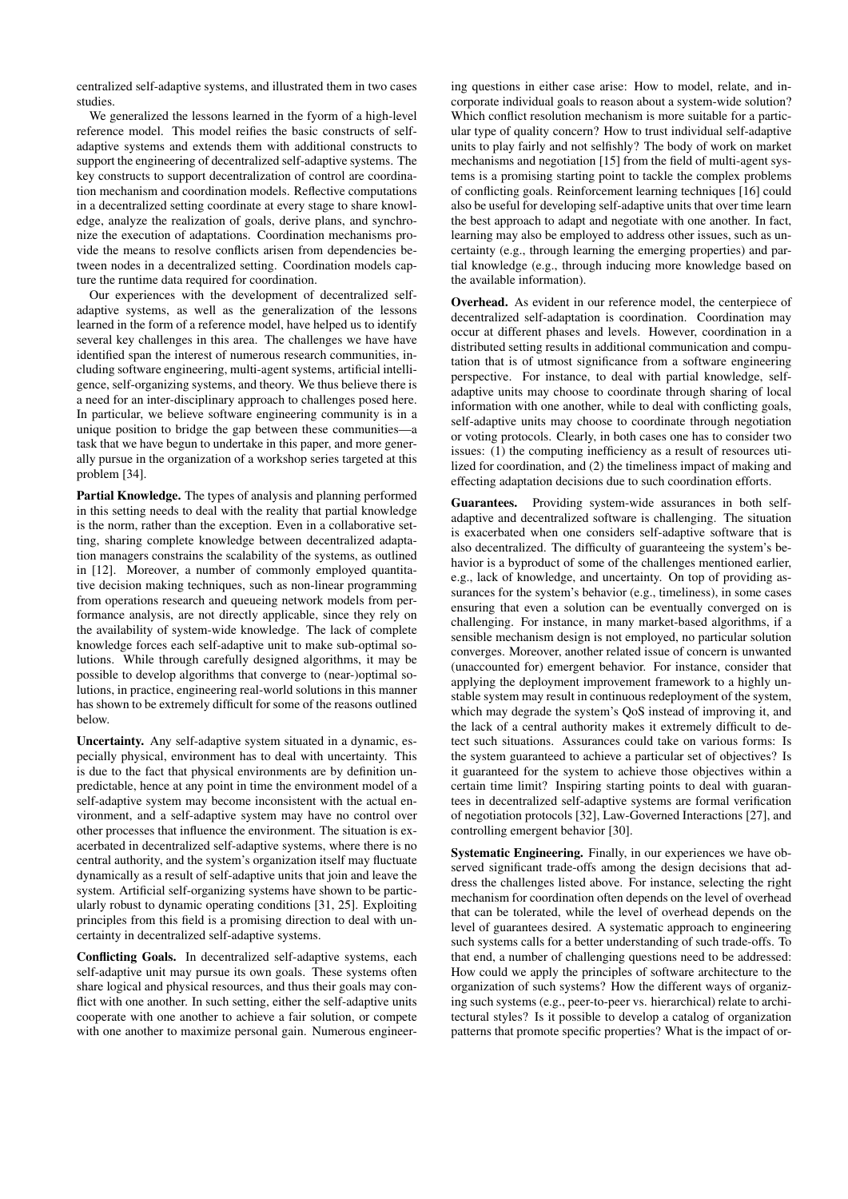centralized self-adaptive systems, and illustrated them in two cases studies.

We generalized the lessons learned in the fyorm of a high-level reference model. This model reifies the basic constructs of self-adaptive systems and extends them with additional constructs to support the engineering of decentralized self-adaptive systems. The key constructs to support decentralization of control are coordination mechanism and coordination models. Reflective computations in a decentralized setting coordinate at every stage to share knowledge, analyze the realization of goals, derive plans, and synchronize the execution of adaptations. Coordination mechanisms provide the means to resolve conflicts arisen from dependencies between nodes in a decentralized setting. Coordination models capture the runtime data required for coordination.

Our experiences with the development of decentralized self-adaptive systems, as well as the generalization of the lessons learned in the form of a reference model, have helped us to identify several key challenges in this area. The challenges we have have identified span the interest of numerous research communities, including software engineering, multi-agent systems, artificial intelligence, self-organizing systems, and theory. We thus believe there is a need for an inter-disciplinary approach to challenges posed here. In particular, we believe software engineering community is in a unique position to bridge the gap between these communities—a task that we have begun to undertake in this paper, and more generally pursue in the organization of a workshop series targeted at this problem [34].

**Partial Knowledge.** The types of analysis and planning performed in this setting needs to deal with the reality that partial knowledge is the norm, rather than the exception. Even in a collaborative setting, sharing complete knowledge between decentralized adaptation managers constrains the scalability of the systems, as outlined in [12]. Moreover, a number of commonly employed quantitative decision making techniques, such as non-linear programming from operations research and queueing network models from performance analysis, are not directly applicable, since they rely on the availability of system-wide knowledge. The lack of complete knowledge forces each self-adaptive unit to make sub-optimal solutions. While through carefully designed algorithms, it may be possible to develop algorithms that converge to (near-)optimal solutions, in practice, engineering real-world solutions in this manner has shown to be extremely difficult for some of the reasons outlined below.

**Uncertainty.** Any self-adaptive system situated in a dynamic, especially physical, environment has to deal with uncertainty. This is due to the fact that physical environments are by definition unpredictable, hence at any point in time the environment model of a self-adaptive system may become inconsistent with the actual environment, and a self-adaptive system may have no control over other processes that influence the environment. The situation is exacerbated in decentralized self-adaptive systems, where there is no central authority, and the system's organization itself may fluctuate dynamically as a result of self-adaptive units that join and leave the system. Artificial self-organizing systems have shown to be particularly robust to dynamic operating conditions [31, 25]. Exploiting principles from this field is a promising direction to deal with uncertainty in decentralized self-adaptive systems.

**Conflicting Goals.** In decentralized self-adaptive systems, each self-adaptive unit may pursue its own goals. These systems often share logical and physical resources, and thus their goals may conflict with one another. In such setting, either the self-adaptive units cooperate with one another to achieve a fair solution, or compete with one another to maximize personal gain. Numerous engineering questions in either case arise: How to model, relate, and incorporate individual goals to reason about a system-wide solution? Which conflict resolution mechanism is more suitable for a particular type of quality concern? How to trust individual self-adaptive units to play fairly and not selfishly? The body of work on market mechanisms and negotiation [15] from the field of multi-agent systems is a promising starting point to tackle the complex problems of conflicting goals. Reinforcement learning techniques [16] could also be useful for developing self-adaptive units that over time learn the best approach to adapt and negotiate with one another. In fact, learning may also be employed to address other issues, such as uncertainty (e.g., through learning the emerging properties) and partial knowledge (e.g., through inducing more knowledge based on the available information).

**Overhead.** As evident in our reference model, the centerpiece of decentralized self-adaptation is coordination. Coordination may occur at different phases and levels. However, coordination in a distributed setting results in additional communication and computation that is of utmost significance from a software engineering perspective. For instance, to deal with partial knowledge, self-adaptive units may choose to coordinate through sharing of local information with one another, while to deal with conflicting goals, self-adaptive units may choose to coordinate through negotiation or voting protocols. Clearly, in both cases one has to consider two issues: (1) the computing inefficiency as a result of resources utilized for coordination, and (2) the timeliness impact of making and effecting adaptation decisions due to such coordination efforts.

**Guarantees.** Providing system-wide assurances in both self-adaptive and decentralized software is challenging. The situation is exacerbated when one considers self-adaptive software that is also decentralized. The difficulty of guaranteeing the system's behavior is a byproduct of some of the challenges mentioned earlier, e.g., lack of knowledge, and uncertainty. On top of providing assurances for the system's behavior (e.g., timeliness), in some cases ensuring that even a solution can be eventually converged on is challenging. For instance, in many market-based algorithms, if a sensible mechanism design is not employed, no particular solution converges. Moreover, another related issue of concern is unwanted (unaccounted for) emergent behavior. For instance, consider that applying the deployment improvement framework to a highly unstable system may result in continuous redeployment of the system, which may degrade the system's QoS instead of improving it, and the lack of a central authority makes it extremely difficult to detect such situations. Assurances could take on various forms: Is the system guaranteed to achieve a particular set of objectives? Is it guaranteed for the system to achieve those objectives within a certain time limit? Inspiring starting points to deal with guarantees in decentralized self-adaptive systems are formal verification of negotiation protocols [32], Law-Governed Interactions [27], and controlling emergent behavior [30].

**Systematic Engineering.** Finally, in our experiences we have observed significant trade-offs among the design decisions that address the challenges listed above. For instance, selecting the right mechanism for coordination often depends on the level of overhead that can be tolerated, while the level of overhead depends on the level of guarantees desired. A systematic approach to engineering such systems calls for a better understanding of such trade-offs. To that end, a number of challenging questions need to be addressed: How could we apply the principles of software architecture to the organization of such systems? How the different ways of organizing such systems (e.g., peer-to-peer vs. hierarchical) relate to architectural styles? Is it possible to develop a catalog of organization patterns that promote specific properties? What is the impact of or-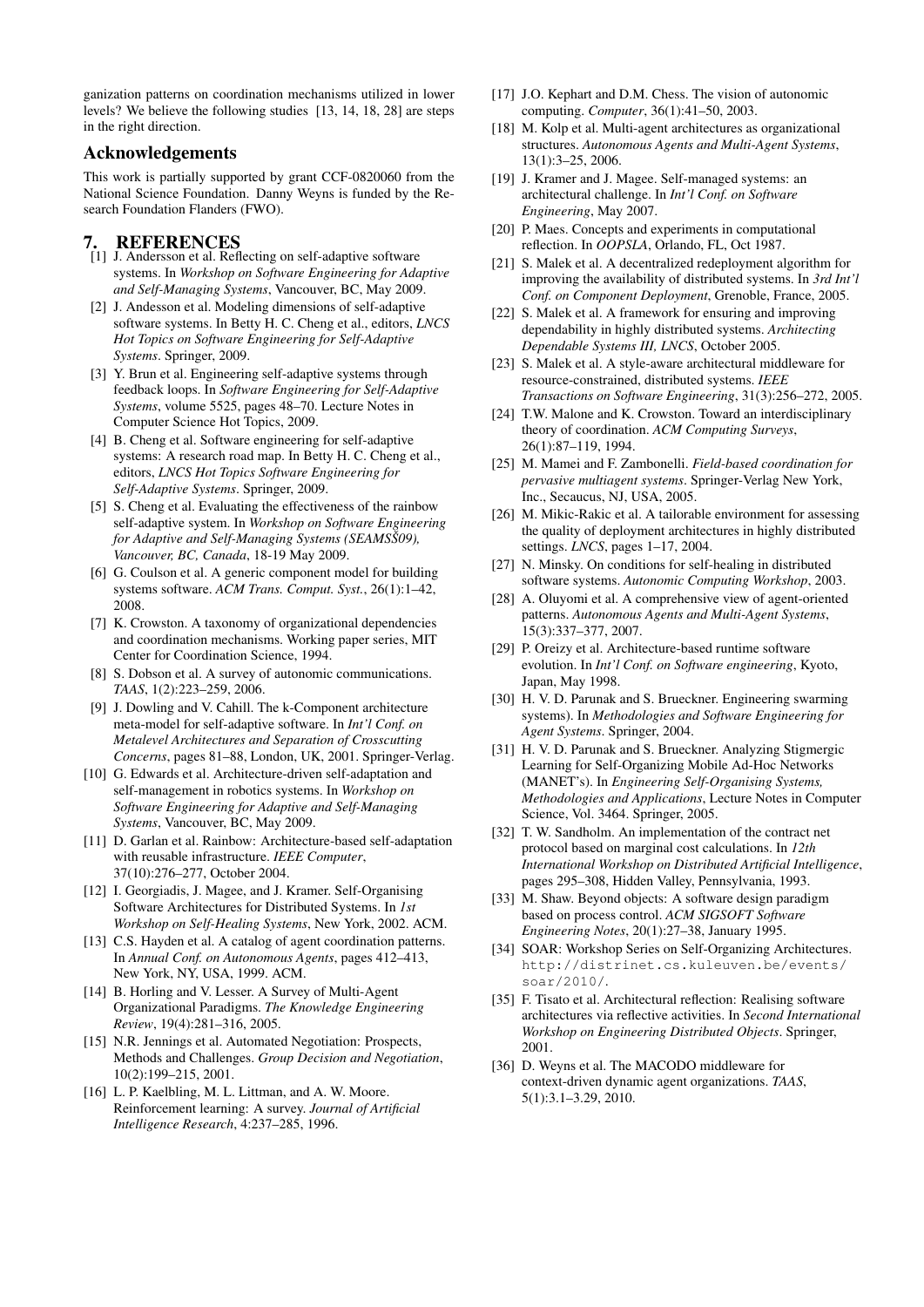ganization patterns on coordination mechanisms utilized in lower levels? We believe the following studies [13, 14, 18, 28] are steps in the right direction.

## Acknowledgements

This work is partially supported by grant CCF-0820060 from the National Science Foundation. Danny Weyns is funded by the Research Foundation Flanders (FWO).

## 7. REFERENCES

[1] J. Andersson et al. Reflecting on self-adaptive software systems. In *Workshop on Software Engineering for Adaptive and Self-Managing Systems*, Vancouver, BC, May 2009.

[2] J. Andesson et al. Modeling dimensions of self-adaptive software systems. In Betty H. C. Cheng et al., editors, *LNCS Hot Topics on Software Engineering for Self-Adaptive Systems*. Springer, 2009.

[3] Y. Brun et al. Engineering self-adaptive systems through feedback loops. In *Software Engineering for Self-Adaptive Systems*, volume 5525, pages 48–70. Lecture Notes in Computer Science Hot Topics, 2009.

[4] B. Cheng et al. Software engineering for self-adaptive systems: A research road map. In Betty H. C. Cheng et al., editors, *LNCS Hot Topics Software Engineering for Self-Adaptive Systems*. Springer, 2009.

[5] S. Cheng et al. Evaluating the effectiveness of the rainbow self-adaptive system. In *Workshop on Software Engineering for Adaptive and Self-Managing Systems (SEAMSS09), Vancouver, BC, Canada*, 18-19 May 2009.

[6] G. Coulson et al. A generic component model for building systems software. *ACM Trans. Comput. Syst.*, 26(1):1–42, 2008.

[7] K. Crowston. A taxonomy of organizational dependencies and coordination mechanisms. Working paper series, MIT Center for Coordination Science, 1994.

[8] S. Dobson et al. A survey of autonomic communications. *TAAS*, 1(2):223–259, 2006.

[9] J. Dowling and V. Cahill. The k-Component architecture meta-model for self-adaptive software. In *Int'l Conf. on Metalevel Architectures and Separation of Crosscutting Concerns*, pages 81–88, London, UK, 2001. Springer-Verlag.

[10] G. Edwards et al. Architecture-driven self-adaptation and self-management in robotics systems. In *Workshop on Software Engineering for Adaptive and Self-Managing Systems*, Vancouver, BC, May 2009.

[11] D. Garlan et al. Rainbow: Architecture-based self-adaptation with reusable infrastructure. *IEEE Computer*, 37(10):276–277, October 2004.

[12] I. Georgiadis, J. Magee, and J. Kramer. Self-Organising Software Architectures for Distributed Systems. In *1st Workshop on Self-Healing Systems*, New York, 2002. ACM.

[13] C.S. Hayden et al. A catalog of agent coordination patterns. In *Annual Conf. on Autonomous Agents*, pages 412–413, New York, NY, USA, 1999. ACM.

[14] B. Horling and V. Lesser. A Survey of Multi-Agent Organizational Paradigms. *The Knowledge Engineering Review*, 19(4):281–316, 2005.

[15] N.R. Jennings et al. Automated Negotiation: Prospects, Methods and Challenges. *Group Decision and Negotiation*, 10(2):199–215, 2001.

[16] L. P. Kaelbling, M. L. Littman, and A. W. Moore. Reinforcement learning: A survey. *Journal of Artificial Intelligence Research*, 4:237–285, 1996.

[17] J.O. Kephart and D.M. Chess. The vision of autonomic computing. *Computer*, 36(1):41–50, 2003.

[18] M. Kolp et al. Multi-agent architectures as organizational structures. *Autonomous Agents and Multi-Agent Systems*, 13(1):3–25, 2006.

[19] J. Kramer and J. Magee. Self-managed systems: an architectural challenge. In *Int'l Conf. on Software Engineering*, May 2007.

[20] P. Maes. Concepts and experiments in computational reflection. In *OOPSLA*, Orlando, FL, Oct 1987.

[21] S. Malek et al. A decentralized redeployment algorithm for improving the availability of distributed systems. In *3rd Int'l Conf. on Component Deployment*, Grenoble, France, 2005.

[22] S. Malek et al. A framework for ensuring and improving dependability in highly distributed systems. *Architecting Dependable Systems III, LNCS*, October 2005.

[23] S. Malek et al. A style-aware architectural middleware for resource-constrained, distributed systems. *IEEE Transactions on Software Engineering*, 31(3):256–272, 2005.

[24] T.W. Malone and K. Crowston. Toward an interdisciplinary theory of coordination. *ACM Computing Surveys*, 26(1):87–119, 1994.

[25] M. Mamei and F. Zambonelli. *Field-based coordination for pervasive multiagent systems*. Springer-Verlag New York, Inc., Secaucus, NJ, USA, 2005.

[26] M. Mikic-Rakic et al. A tailorable environment for assessing the quality of deployment architectures in highly distributed settings. *LNCS*, pages 1–17, 2004.

[27] N. Minsky. On conditions for self-healing in distributed software systems. *Autonomic Computing Workshop*, 2003.

[28] A. Oluyomi et al. A comprehensive view of agent-oriented patterns. *Autonomous Agents and Multi-Agent Systems*, 15(3):337–377, 2007.

[29] P. Oreizy et al. Architecture-based runtime software evolution. In *Int'l Conf. on Software engineering*, Kyoto, Japan, May 1998.

[30] H. V. D. Parunak and S. Brueckner. Engineering swarming systems). In *Methodologies and Software Engineering for Agent Systems*. Springer, 2004.

[31] H. V. D. Parunak and S. Brueckner. Analyzing Stigmergic Learning for Self-Organizing Mobile Ad-Hoc Networks (MANET's). In *Engineering Self-Organising Systems, Methodologies and Applications*, Lecture Notes in Computer Science, Vol. 3464. Springer, 2005.

[32] T. W. Sandholm. An implementation of the contract net protocol based on marginal cost calculations. In *12th International Workshop on Distributed Artificial Intelligence*, pages 295–308, Hidden Valley, Pennsylvania, 1993.

[33] M. Shaw. Beyond objects: A software design paradigm based on process control. *ACM SIGSOFT Software Engineering Notes*, 20(1):27–38, January 1995.

[34] SOAR: Workshop Series on Self-Organizing Architectures. `http://distrinet.cs.kuleuven.be/events/soar/2010/`.

[35] F. Tisato et al. Architectural reflection: Realising software architectures via reflective activities. In *Second International Workshop on Engineering Distributed Objects*. Springer, 2001.

[36] D. Weyns et al. The MACODO middleware for context-driven dynamic agent organizations. *TAAS*, 5(1):3.1–3.29, 2010.